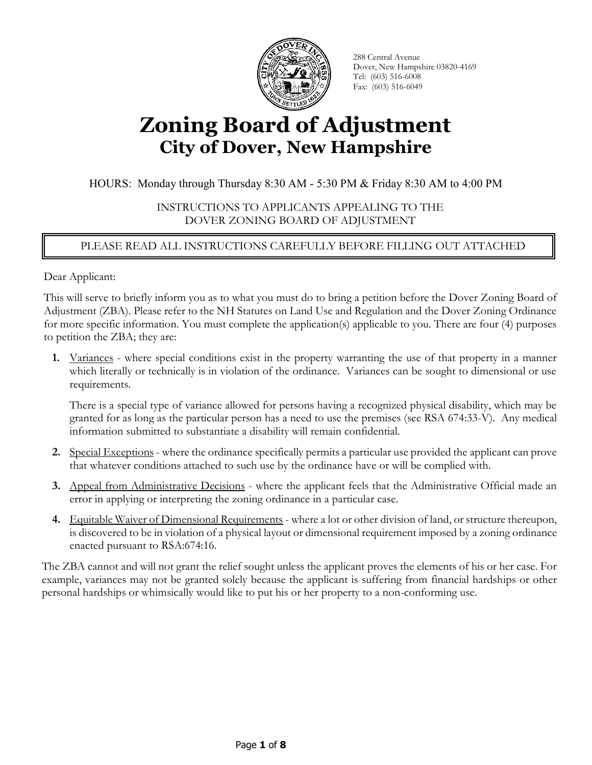288 Central Avenue
Dover, New Hampshire 03820-4169
Tel: (603) 516-6008
Fax: (603) 516-6049

# Zoning Board of Adjustment

## City of Dover, New Hampshire

HOURS: Monday through Thursday 8:30 AM - 5:30 PM & Friday 8:30 AM to 4:00 PM

INSTRUCTIONS TO APPLICANTS APPEALING TO THE
DOVER ZONING BOARD OF ADJUSTMENT

PLEASE READ ALL INSTRUCTIONS CAREFULLY BEFORE FILLING OUT ATTACHED

Dear Applicant:

This will serve to briefly inform you as to what you must do to bring a petition before the Dover Zoning Board of Adjustment (ZBA). Please refer to the NH Statutes on Land Use and Regulation and the Dover Zoning Ordinance for more specific information. You must complete the application(s) applicable to you. There are four (4) purposes to petition the ZBA; they are:

1. Variances - where special conditions exist in the property warranting the use of that property in a manner which literally or technically is in violation of the ordinance. Variances can be sought to dimensional or use requirements.

   There is a special type of variance allowed for persons having a recognized physical disability, which may be granted for as long as the particular person has a need to use the premises (see RSA 674:33-V). Any medical information submitted to substantiate a disability will remain confidential.

2. Special Exceptions - where the ordinance specifically permits a particular use provided the applicant can prove that whatever conditions attached to such use by the ordinance have or will be complied with.

3. Appeal from Administrative Decisions - where the applicant feels that the Administrative Official made an error in applying or interpreting the zoning ordinance in a particular case.

4. Equitable Waiver of Dimensional Requirements - where a lot or other division of land, or structure thereupon, is discovered to be in violation of a physical layout or dimensional requirement imposed by a zoning ordinance enacted pursuant to RSA:674:16.

The ZBA cannot and will not grant the relief sought unless the applicant proves the elements of his or her case. For example, variances may not be granted solely because the applicant is suffering from financial hardships or other personal hardships or whimsically would like to put his or her property to a non-conforming use.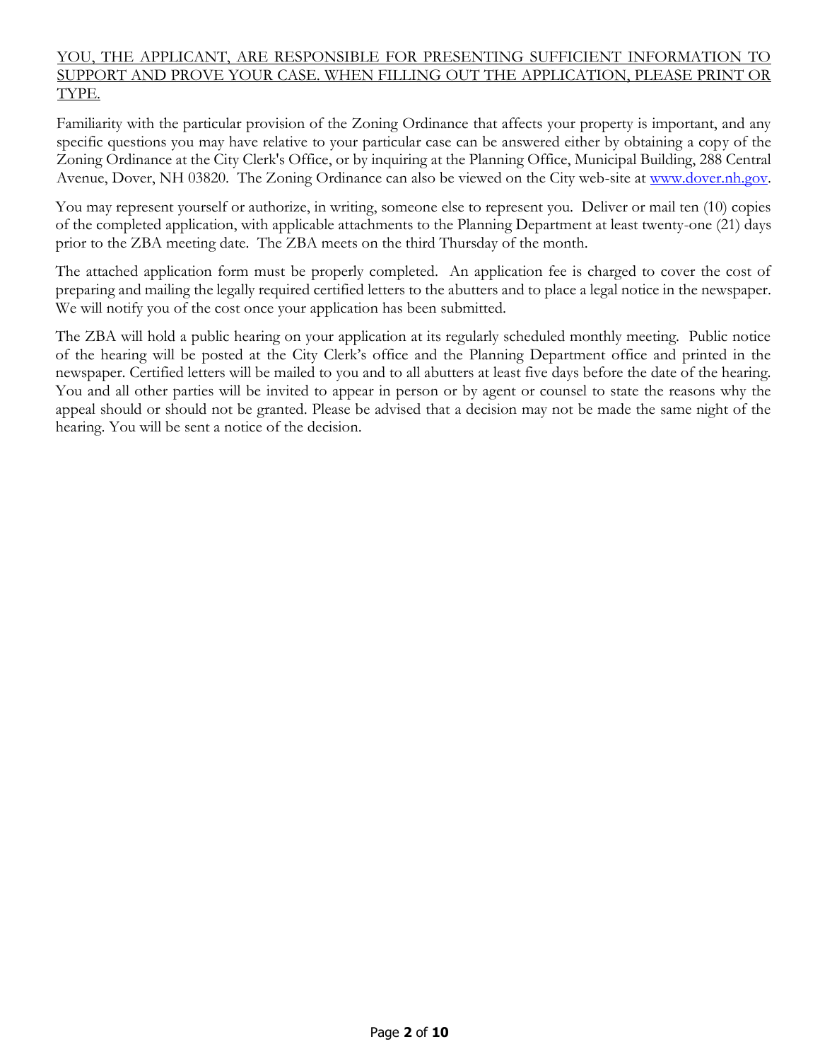<u>YOU, THE APPLICANT, ARE RESPONSIBLE FOR PRESENTING SUFFICIENT INFORMATION TO SUPPORT AND PROVE YOUR CASE. WHEN FILLING OUT THE APPLICATION, PLEASE PRINT OR TYPE.</u>

Familiarity with the particular provision of the Zoning Ordinance that affects your property is important, and any specific questions you may have relative to your particular case can be answered either by obtaining a copy of the Zoning Ordinance at the City Clerk's Office, or by inquiring at the Planning Office, Municipal Building, 288 Central Avenue, Dover, NH 03820. The Zoning Ordinance can also be viewed on the City web-site at www.dover.nh.gov.

You may represent yourself or authorize, in writing, someone else to represent you. Deliver or mail ten (10) copies of the completed application, with applicable attachments to the Planning Department at least twenty-one (21) days prior to the ZBA meeting date. The ZBA meets on the third Thursday of the month.

The attached application form must be properly completed. An application fee is charged to cover the cost of preparing and mailing the legally required certified letters to the abutters and to place a legal notice in the newspaper. We will notify you of the cost once your application has been submitted.

The ZBA will hold a public hearing on your application at its regularly scheduled monthly meeting. Public notice of the hearing will be posted at the City Clerk's office and the Planning Department office and printed in the newspaper. Certified letters will be mailed to you and to all abutters at least five days before the date of the hearing. You and all other parties will be invited to appear in person or by agent or counsel to state the reasons why the appeal should or should not be granted. Please be advised that a decision may not be made the same night of the hearing. You will be sent a notice of the decision.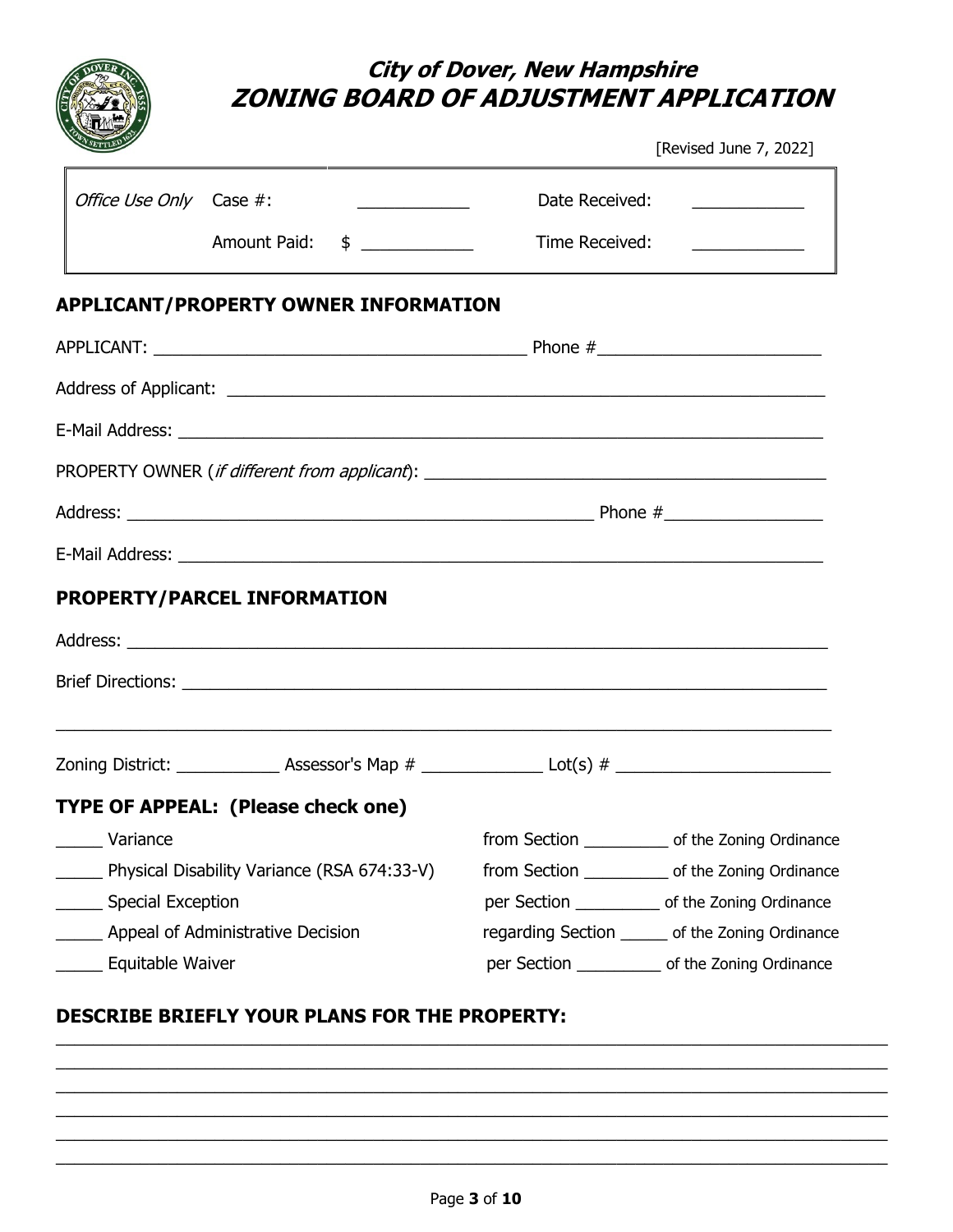# City of Dover, New Hampshire
# ZONING BOARD OF ADJUSTMENT APPLICATION

[Revised June 7, 2022]

| *Office Use Only* | Case #: | ____________ | Date Received: | ____________ |
|---|---|---|---|---|
| | Amount Paid: | $ ____________ | Time Received: | ____________ |

## APPLICANT/PROPERTY OWNER INFORMATION

APPLICANT: ________________________________________ Phone #________________________

Address of Applicant: ________________________________________________________________

E-Mail Address: ____________________________________________________________________

PROPERTY OWNER (*if different from applicant*): ___________________________________________

Address: __________________________________________________ Phone #_________________

E-Mail Address: ____________________________________________________________________

## PROPERTY/PARCEL INFORMATION

Address: __________________________________________________________________________

Brief Directions: ____________________________________________________________________

______________________________________________________________________________

Zoning District: ___________ Assessor's Map # _____________ Lot(s) # _______________________

## TYPE OF APPEAL: (Please check one)

_____ Variance from Section _________ of the Zoning Ordinance

_____ Physical Disability Variance (RSA 674:33-V) from Section _________ of the Zoning Ordinance

_____ Special Exception per Section _________ of the Zoning Ordinance

_____ Appeal of Administrative Decision regarding Section _____ of the Zoning Ordinance

_____ Equitable Waiver per Section _________ of the Zoning Ordinance

## DESCRIBE BRIEFLY YOUR PLANS FOR THE PROPERTY:

______________________________________________________________________________

______________________________________________________________________________

______________________________________________________________________________

______________________________________________________________________________

______________________________________________________________________________

______________________________________________________________________________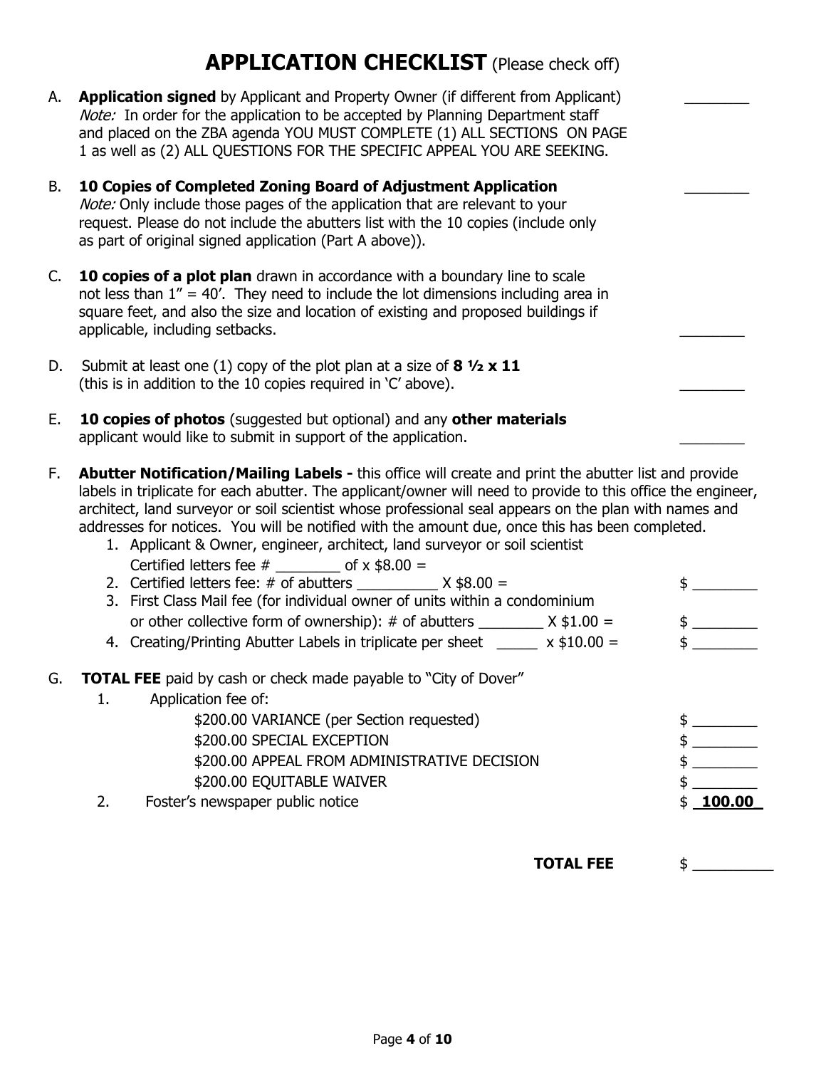# APPLICATION CHECKLIST (Please check off)

A. **Application signed** by Applicant and Property Owner (if different from Applicant) ________
*Note:* In order for the application to be accepted by Planning Department staff and placed on the ZBA agenda YOU MUST COMPLETE (1) ALL SECTIONS ON PAGE 1 as well as (2) ALL QUESTIONS FOR THE SPECIFIC APPEAL YOU ARE SEEKING.

B. **10 Copies of Completed Zoning Board of Adjustment Application** ________
*Note:* Only include those pages of the application that are relevant to your request. Please do not include the abutters list with the 10 copies (include only as part of original signed application (Part A above)).

C. **10 copies of a plot plan** drawn in accordance with a boundary line to scale not less than 1" = 40'. They need to include the lot dimensions including area in square feet, and also the size and location of existing and proposed buildings if applicable, including setbacks. ________

D. Submit at least one (1) copy of the plot plan at a size of **8 ½ x 11** (this is in addition to the 10 copies required in 'C' above). ________

E. **10 copies of photos** (suggested but optional) and any **other materials** applicant would like to submit in support of the application. ________

F. **Abutter Notification/Mailing Labels -** this office will create and print the abutter list and provide labels in triplicate for each abutter. The applicant/owner will need to provide to this office the engineer, architect, land surveyor or soil scientist whose professional seal appears on the plan with names and addresses for notices. You will be notified with the amount due, once this has been completed.

1. Applicant & Owner, engineer, architect, land surveyor or soil scientist Certified letters fee # ________ of x $8.00 =
2. Certified letters fee: # of abutters __________ X $8.00 = $ ________
3. First Class Mail fee (for individual owner of units within a condominium or other collective form of ownership): # of abutters ________ X $1.00 = $ ________
4. Creating/Printing Abutter Labels in triplicate per sheet _____ x $10.00 = $ ________

G. **TOTAL FEE** paid by cash or check made payable to "City of Dover"

1. Application fee of:
   - $200.00 VARIANCE (per Section requested) $ ________
   - $200.00 SPECIAL EXCEPTION $ ________
   - $200.00 APPEAL FROM ADMINISTRATIVE DECISION $ ________
   - $200.00 EQUITABLE WAIVER $ ________
2. Foster's newspaper public notice $ **100.00**

**TOTAL FEE** $ __________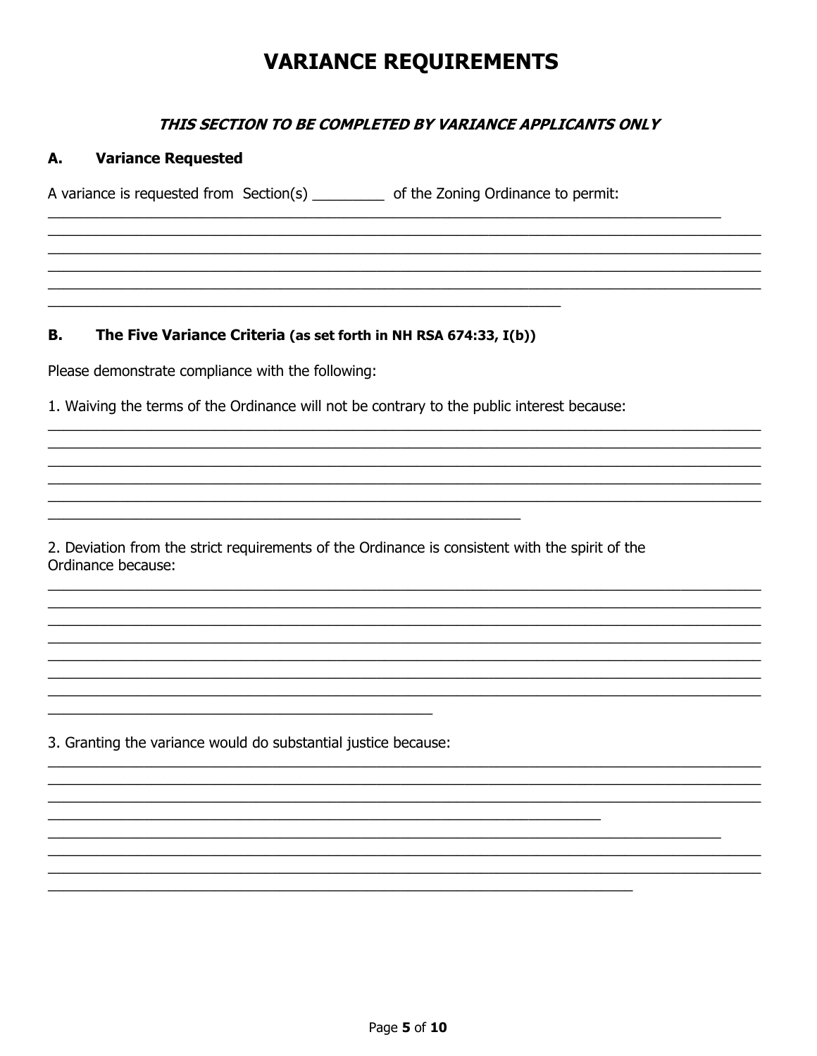# VARIANCE REQUIREMENTS

***THIS SECTION TO BE COMPLETED BY VARIANCE APPLICANTS ONLY***

## A. Variance Requested

A variance is requested from Section(s) _________ of the Zoning Ordinance to permit:

______________________________________________________________________________________
______________________________________________________________________________________
______________________________________________________________________________________
______________________________________________________________________________________
______________________________________________________________________________________
_____________________________________________________________

## B. The Five Variance Criteria (as set forth in NH RSA 674:33, I(b))

Please demonstrate compliance with the following:

1. Waiving the terms of the Ordinance will not be contrary to the public interest because:

______________________________________________________________________________________
______________________________________________________________________________________
______________________________________________________________________________________
______________________________________________________________________________________
______________________________________________________________________________________
________________________________________________________

2. Deviation from the strict requirements of the Ordinance is consistent with the spirit of the Ordinance because:

______________________________________________________________________________________
______________________________________________________________________________________
______________________________________________________________________________________
______________________________________________________________________________________
______________________________________________________________________________________
______________________________________________________________________________________
______________________________________________________________________________________
______________________________________________

3. Granting the variance would do substantial justice because:

______________________________________________________________________________________
______________________________________________________________________________________
______________________________________________________________________________________
__________________________________________________________________
________________________________________________________________________________
______________________________________________________________________________________
______________________________________________________________________________________
______________________________________________________________________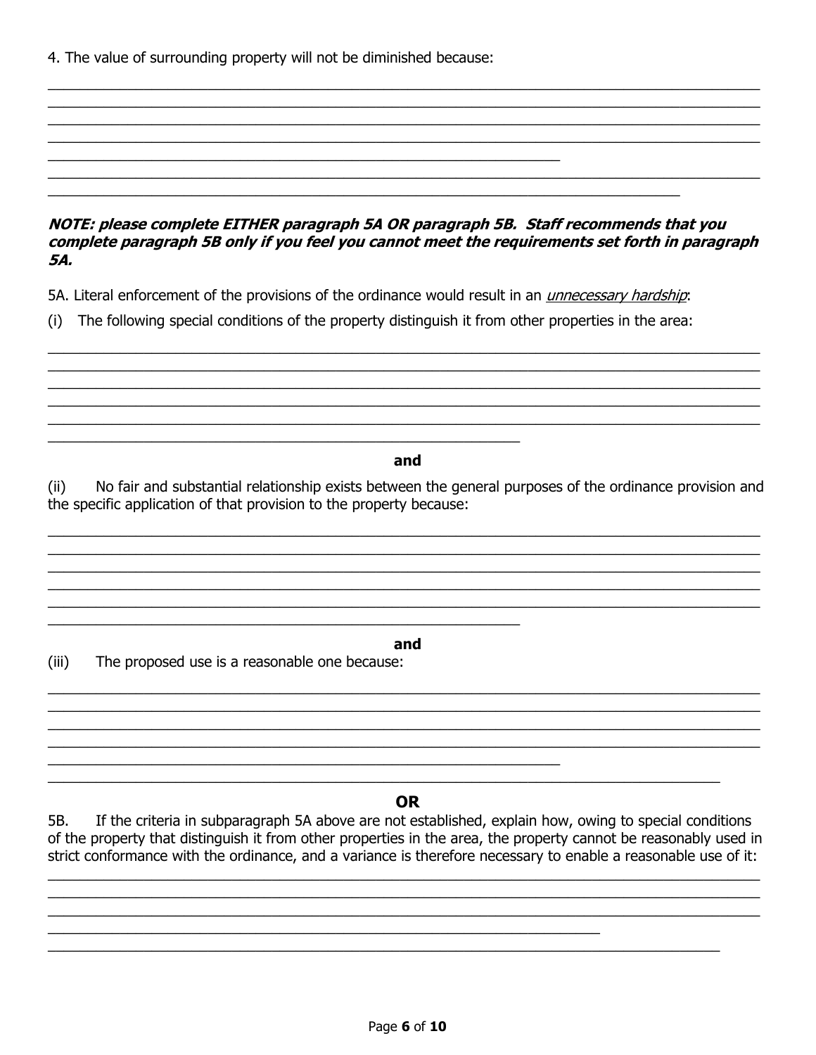4. The value of surrounding property will not be diminished because:

______________________________________________________________________________________
______________________________________________________________________________________
______________________________________________________________________________________
______________________________________________________________________________________
_________________________________________________________________
______________________________________________________________________________________
________________________________________________________________________________

***NOTE: please complete EITHER paragraph 5A OR paragraph 5B. Staff recommends that you complete paragraph 5B only if you feel you cannot meet the requirements set forth in paragraph 5A.***

5A. Literal enforcement of the provisions of the ordinance would result in an *unnecessary hardship*:

(i) The following special conditions of the property distinguish it from other properties in the area:

______________________________________________________________________________________
______________________________________________________________________________________
______________________________________________________________________________________
______________________________________________________________________________________
______________________________________________________________________________________
____________________________________________________________

**and**

(ii) No fair and substantial relationship exists between the general purposes of the ordinance provision and the specific application of that provision to the property because:

______________________________________________________________________________________
______________________________________________________________________________________
______________________________________________________________________________________
______________________________________________________________________________________
______________________________________________________________________________________
____________________________________________________________

**and**

(iii) The proposed use is a reasonable one because:

______________________________________________________________________________________
______________________________________________________________________________________
______________________________________________________________________________________
______________________________________________________________________________________
_________________________________________________________________
____________________________________________________________________________________

**OR**

5B. If the criteria in subparagraph 5A above are not established, explain how, owing to special conditions of the property that distinguish it from other properties in the area, the property cannot be reasonably used in strict conformance with the ordinance, and a variance is therefore necessary to enable a reasonable use of it:

______________________________________________________________________________________
______________________________________________________________________________________
______________________________________________________________________________________
______________________________________________________________________
____________________________________________________________________________________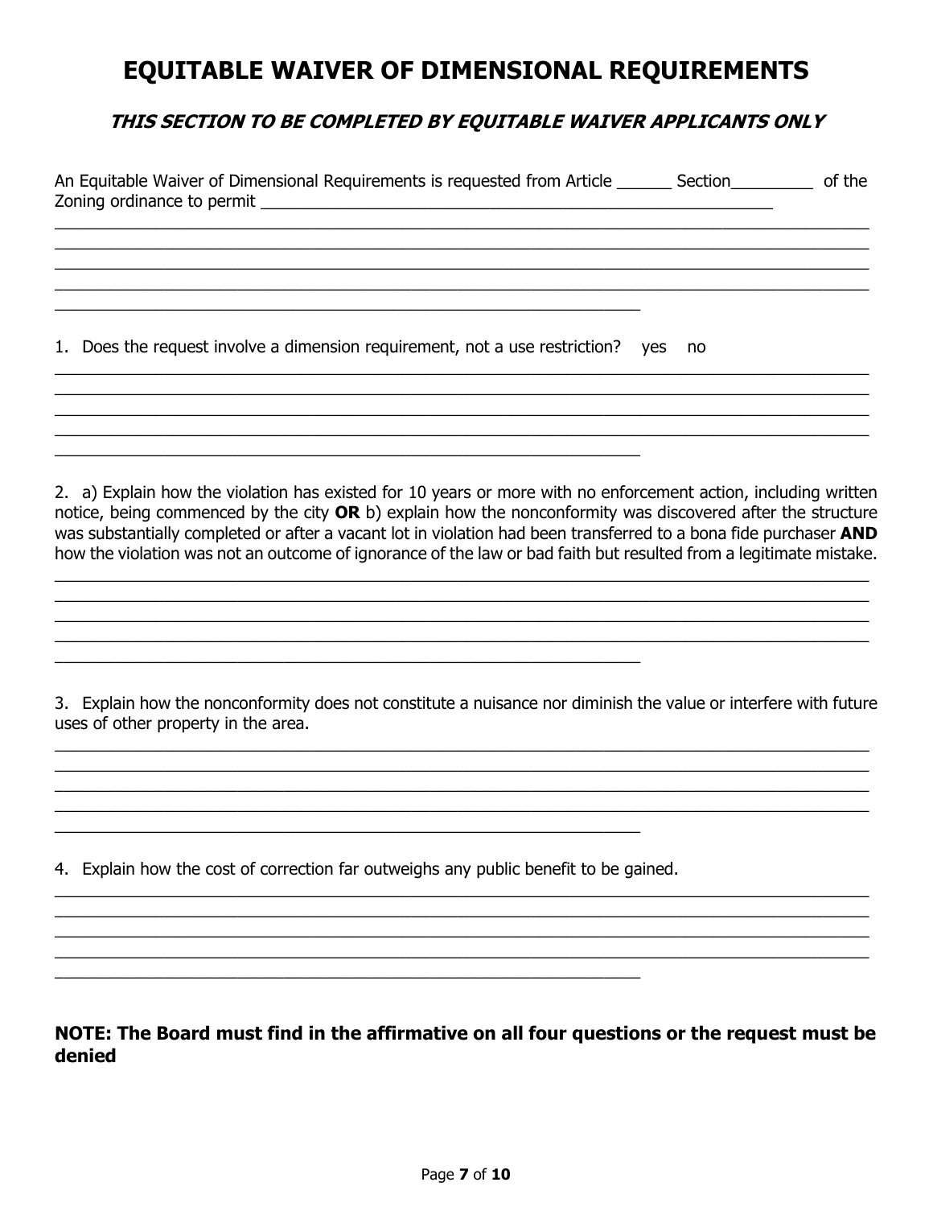# EQUITABLE WAIVER OF DIMENSIONAL REQUIREMENTS

### *THIS SECTION TO BE COMPLETED BY EQUITABLE WAIVER APPLICANTS ONLY*

An Equitable Waiver of Dimensional Requirements is requested from Article ______ Section_________ of the Zoning ordinance to permit ___________________________________________________________

_____________________________________________________________________________________

_____________________________________________________________________________________

_____________________________________________________________________________________

_____________________________________________________________________________________

_________________________________________________________________

1. Does the request involve a dimension requirement, not a use restriction? yes no

_____________________________________________________________________________________

_____________________________________________________________________________________

_____________________________________________________________________________________

_____________________________________________________________________________________

_________________________________________________________________

2. a) Explain how the violation has existed for 10 years or more with no enforcement action, including written notice, being commenced by the city **OR** b) explain how the nonconformity was discovered after the structure was substantially completed or after a vacant lot in violation had been transferred to a bona fide purchaser **AND** how the violation was not an outcome of ignorance of the law or bad faith but resulted from a legitimate mistake.

_____________________________________________________________________________________

_____________________________________________________________________________________

_____________________________________________________________________________________

_____________________________________________________________________________________

_________________________________________________________________

3. Explain how the nonconformity does not constitute a nuisance nor diminish the value or interfere with future uses of other property in the area.

_____________________________________________________________________________________

_____________________________________________________________________________________

_____________________________________________________________________________________

_____________________________________________________________________________________

_________________________________________________________________

4. Explain how the cost of correction far outweighs any public benefit to be gained.

_____________________________________________________________________________________

_____________________________________________________________________________________

_____________________________________________________________________________________

_____________________________________________________________________________________

_________________________________________________________________

**NOTE: The Board must find in the affirmative on all four questions or the request must be denied**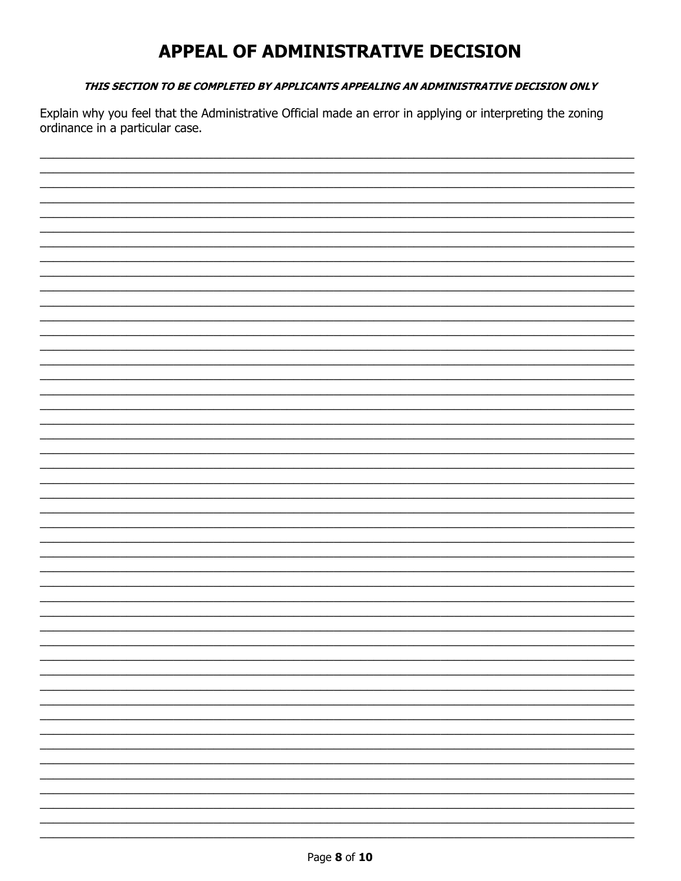# APPEAL OF ADMINISTRATIVE DECISION

***THIS SECTION TO BE COMPLETED BY APPLICANTS APPEALING AN ADMINISTRATIVE DECISION ONLY***

Explain why you feel that the Administrative Official made an error in applying or interpreting the zoning ordinance in a particular case.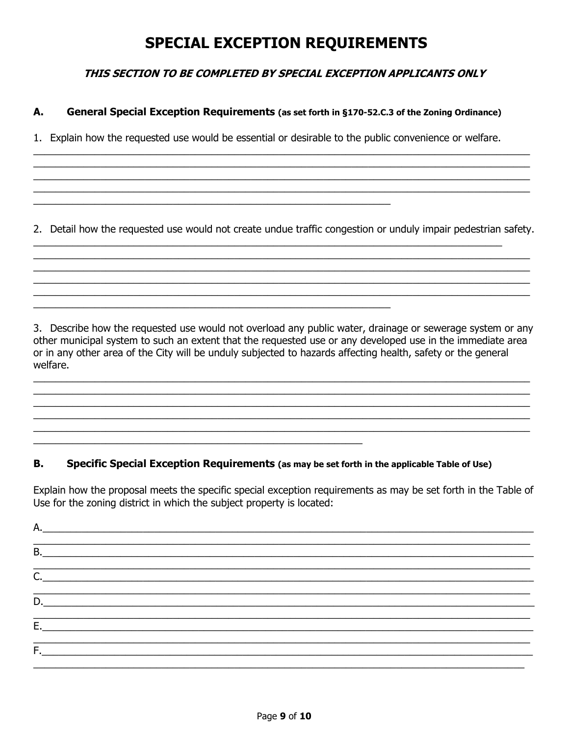# SPECIAL EXCEPTION REQUIREMENTS

***THIS SECTION TO BE COMPLETED BY SPECIAL EXCEPTION APPLICANTS ONLY***

## A. General Special Exception Requirements (as set forth in §170-52.C.3 of the Zoning Ordinance)

1. Explain how the requested use would be essential or desirable to the public convenience or welfare.

______________________________________________________________________________
______________________________________________________________________________
______________________________________________________________________________
______________________________________________________________________________
________________________________________________________

2. Detail how the requested use would not create undue traffic congestion or unduly impair pedestrian safety.

______________________________________________________________________________
______________________________________________________________________________
______________________________________________________________________________
______________________________________________________________________________
______________________________________________________________________________
________________________________________________________

3. Describe how the requested use would not overload any public water, drainage or sewerage system or any other municipal system to such an extent that the requested use or any developed use in the immediate area or in any other area of the City will be unduly subjected to hazards affecting health, safety or the general welfare.

______________________________________________________________________________
______________________________________________________________________________
______________________________________________________________________________
______________________________________________________________________________
______________________________________________________________________________
____________________________________________________

## B. Specific Special Exception Requirements (as may be set forth in the applicable Table of Use)

Explain how the proposal meets the specific special exception requirements as may be set forth in the Table of Use for the zoning district in which the subject property is located:

A.____________________________________________________________________________
______________________________________________________________________________

B.____________________________________________________________________________
______________________________________________________________________________

C.____________________________________________________________________________
______________________________________________________________________________

D.____________________________________________________________________________
______________________________________________________________________________

E.____________________________________________________________________________
______________________________________________________________________________

F.____________________________________________________________________________
______________________________________________________________________________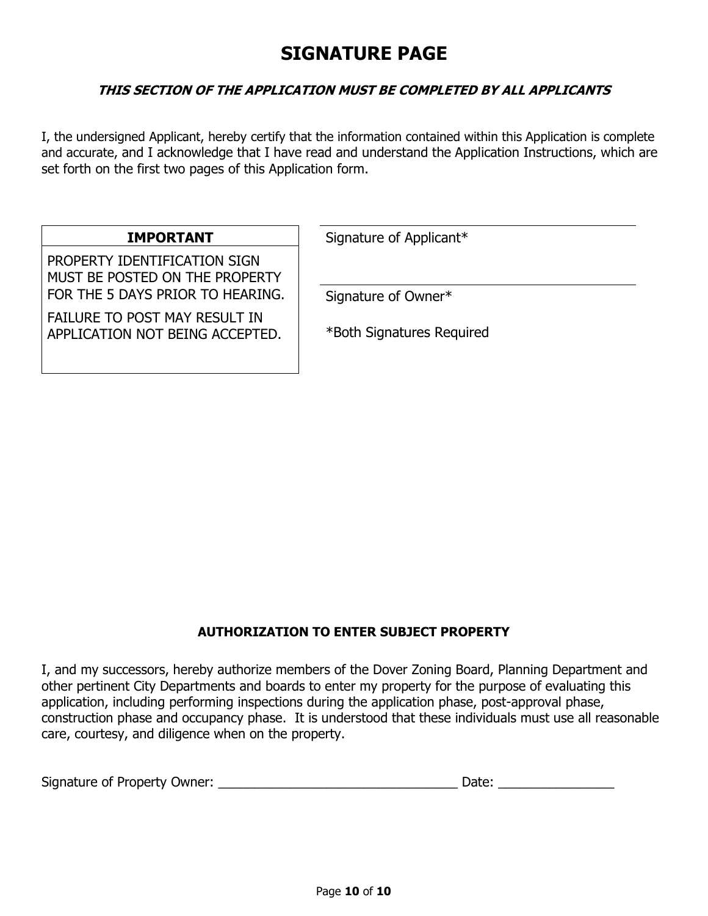# SIGNATURE PAGE

***THIS SECTION OF THE APPLICATION MUST BE COMPLETED BY ALL APPLICANTS***

I, the undersigned Applicant, hereby certify that the information contained within this Application is complete and accurate, and I acknowledge that I have read and understand the Application Instructions, which are set forth on the first two pages of this Application form.

| **IMPORTANT** |
| --- |
| PROPERTY IDENTIFICATION SIGN MUST BE POSTED ON THE PROPERTY FOR THE 5 DAYS PRIOR TO HEARING. FAILURE TO POST MAY RESULT IN APPLICATION NOT BEING ACCEPTED. |

______________________________
Signature of Applicant*

______________________________
Signature of Owner*

*Both Signatures Required

**AUTHORIZATION TO ENTER SUBJECT PROPERTY**

I, and my successors, hereby authorize members of the Dover Zoning Board, Planning Department and other pertinent City Departments and boards to enter my property for the purpose of evaluating this application, including performing inspections during the application phase, post-approval phase, construction phase and occupancy phase. It is understood that these individuals must use all reasonable care, courtesy, and diligence when on the property.

Signature of Property Owner: _________________________________ Date: ________________